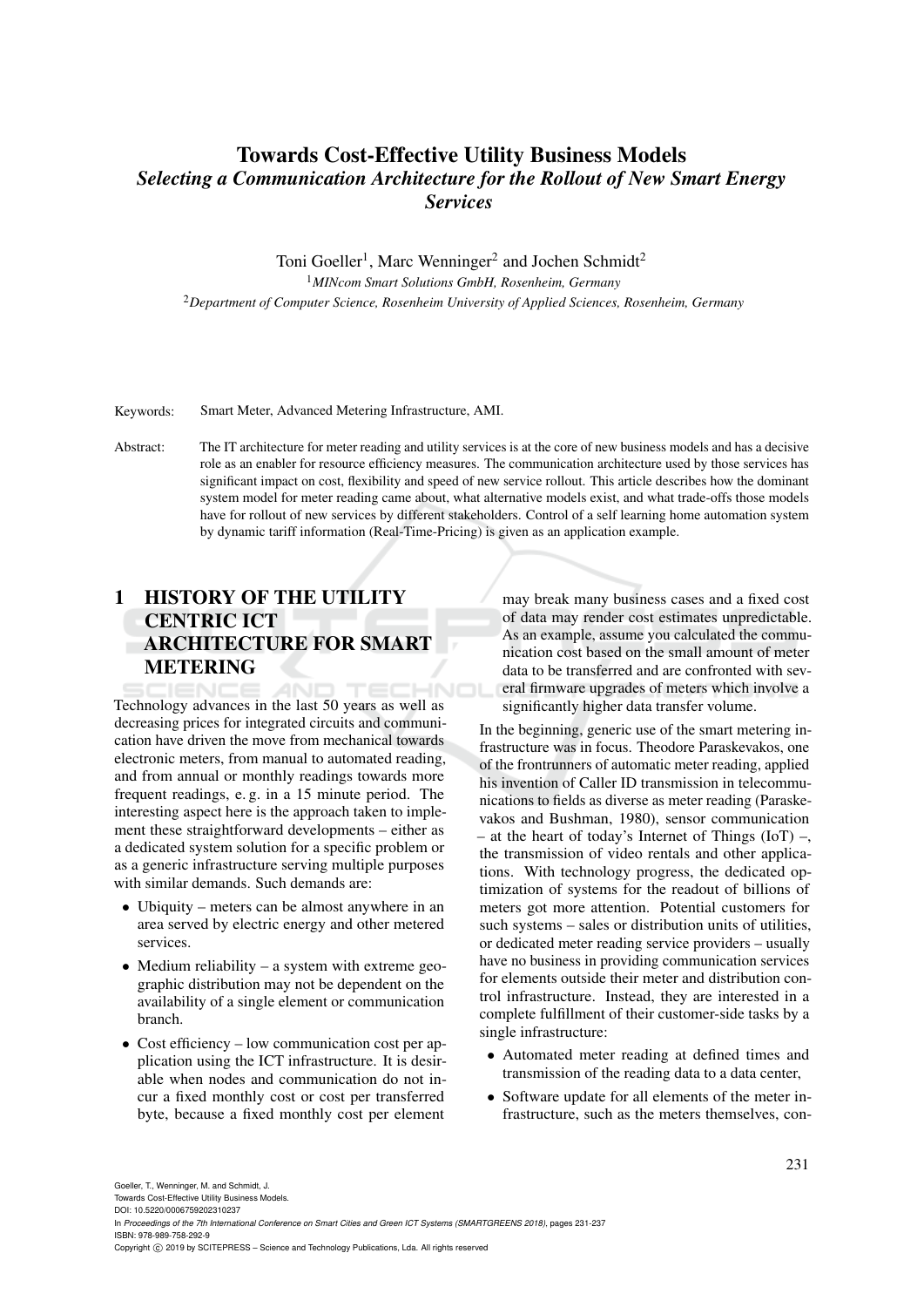# Towards Cost-Effective Utility Business Models

*Selecting a Communication Architecture for the Rollout of New Smart Energy Services*

Toni Goeller[1], Marc Wenninger[2] and Jochen Schmidt[2]

[1]*MINcom Smart Solutions GmbH, Rosenheim, Germany*

[2]*Department of Computer Science, Rosenheim University of Applied Sciences, Rosenheim, Germany*

Keywords: Smart Meter, Advanced Metering Infrastructure, AMI.

Abstract: The IT architecture for meter reading and utility services is at the core of new business models and has a decisive role as an enabler for resource efficiency measures. The communication architecture used by those services has significant impact on cost, flexibility and speed of new service rollout. This article describes how the dominant system model for meter reading came about, what alternative models exist, and what trade-offs those models have for rollout of new services by different stakeholders. Control of a self learning home automation system by dynamic tariff information (Real-Time-Pricing) is given as an application example.

## 1 HISTORY OF THE UTILITY CENTRIC ICT ARCHITECTURE FOR SMART METERING

Technology advances in the last 50 years as well as decreasing prices for integrated circuits and communication have driven the move from mechanical towards electronic meters, from manual to automated reading, and from annual or monthly readings towards more frequent readings, e. g. in a 15 minute period. The interesting aspect here is the approach taken to implement these straightforward developments – either as a dedicated system solution for a specific problem or as a generic infrastructure serving multiple purposes with similar demands. Such demands are:

- Ubiquity – meters can be almost anywhere in an area served by electric energy and other metered services.
- Medium reliability – a system with extreme geographic distribution may not be dependent on the availability of a single element or communication branch.
- Cost efficiency – low communication cost per application using the ICT infrastructure. It is desirable when nodes and communication do not incur a fixed monthly cost or cost per transferred byte, because a fixed monthly cost per element may break many business cases and a fixed cost of data may render cost estimates unpredictable. As an example, assume you calculated the communication cost based on the small amount of meter data to be transferred and are confronted with several firmware upgrades of meters which involve a significantly higher data transfer volume.

In the beginning, generic use of the smart metering infrastructure was in focus. Theodore Paraskevakos, one of the frontrunners of automatic meter reading, applied his invention of Caller ID transmission in telecommunications to fields as diverse as meter reading (Paraskevakos and Bushman, 1980), sensor communication – at the heart of today's Internet of Things (IoT) –, the transmission of video rentals and other applications. With technology progress, the dedicated optimization of systems for the readout of billions of meters got more attention. Potential customers for such systems – sales or distribution units of utilities, or dedicated meter reading service providers – usually have no business in providing communication services for elements outside their meter and distribution control infrastructure. Instead, they are interested in a complete fulfillment of their customer-side tasks by a single infrastructure:

- Automated meter reading at defined times and transmission of the reading data to a data center,
- Software update for all elements of the meter infrastructure, such as the meters themselves, con-

Goeller, T., Wenninger, M. and Schmidt, J.
Towards Cost-Effective Utility Business Models.
DOI: 10.5220/0006759202310237
In *Proceedings of the 7th International Conference on Smart Cities and Green ICT Systems (SMARTGREENS 2018)*, pages 231-237
ISBN: 978-989-758-292-9
Copyright © 2019 by SCITEPRESS – Science and Technology Publications, Lda. All rights reserved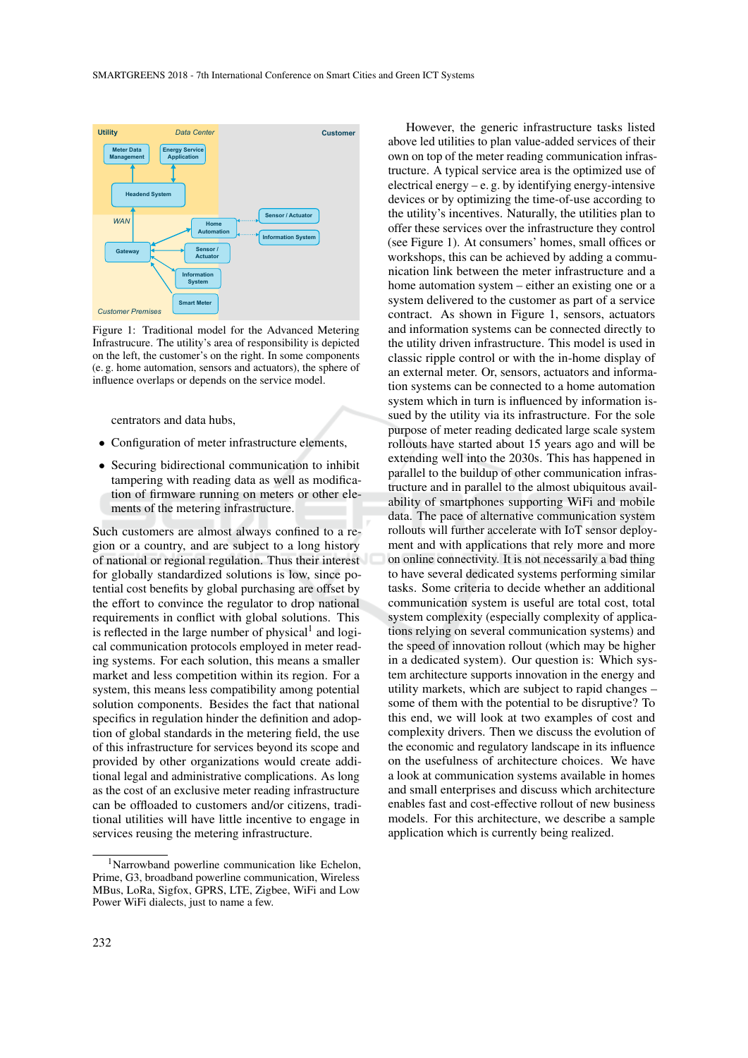Figure 1: Traditional model for the Advanced Metering Infrastructure. The utility's area of responsibility is depicted on the left, the customer's on the right. In some components (e. g. home automation, sensors and actuators), the sphere of influence overlaps or depends on the service model.

centrators and data hubs,

- Configuration of meter infrastructure elements,
- Securing bidirectional communication to inhibit tampering with reading data as well as modification of firmware running on meters or other elements of the metering infrastructure.

Such customers are almost always confined to a region or a country, and are subject to a long history of national or regional regulation. Thus their interest for globally standardized solutions is low, since potential cost benefits by global purchasing are offset by the effort to convince the regulator to drop national requirements in conflict with global solutions. This is reflected in the large number of physical[1] and logical communication protocols employed in meter reading systems. For each solution, this means a smaller market and less competition within its region. For a system, this means less compatibility among potential solution components. Besides the fact that national specifics in regulation hinder the definition and adoption of global standards in the metering field, the use of this infrastructure for services beyond its scope and provided by other organizations would create additional legal and administrative complications. As long as the cost of an exclusive meter reading infrastructure can be offloaded to customers and/or citizens, traditional utilities will have little incentive to engage in services reusing the metering infrastructure.

However, the generic infrastructure tasks listed above led utilities to plan value-added services of their own on top of the meter reading communication infrastructure. A typical service area is the optimized use of electrical energy – e. g. by identifying energy-intensive devices or by optimizing the time-of-use according to the utility's incentives. Naturally, the utilities plan to offer these services over the infrastructure they control (see Figure 1). At consumers' homes, small offices or workshops, this can be achieved by adding a communication link between the meter infrastructure and a home automation system – either an existing one or a system delivered to the customer as part of a service contract. As shown in Figure 1, sensors, actuators and information systems can be connected directly to the utility driven infrastructure. This model is used in classic ripple control or with the in-home display of an external meter. Or, sensors, actuators and information systems can be connected to a home automation system which in turn is influenced by information issued by the utility via its infrastructure. For the sole purpose of meter reading dedicated large scale system rollouts have started about 15 years ago and will be extending well into the 2030s. This has happened in parallel to the buildup of other communication infrastructure and in parallel to the almost ubiquitous availability of smartphones supporting WiFi and mobile data. The pace of alternative communication system rollouts will further accelerate with IoT sensor deployment and with applications that rely more and more on online connectivity. It is not necessarily a bad thing to have several dedicated systems performing similar tasks. Some criteria to decide whether an additional communication system is useful are total cost, total system complexity (especially complexity of applications relying on several communication systems) and the speed of innovation rollout (which may be higher in a dedicated system). Our question is: Which system architecture supports innovation in the energy and utility markets, which are subject to rapid changes – some of them with the potential to be disruptive? To this end, we will look at two examples of cost and complexity drivers. Then we discuss the evolution of the economic and regulatory landscape in its influence on the usefulness of architecture choices. We have a look at communication systems available in homes and small enterprises and discuss which architecture enables fast and cost-effective rollout of new business models. For this architecture, we describe a sample application which is currently being realized.

[1] Narrowband powerline communication like Echelon, Prime, G3, broadband powerline communication, Wireless MBus, LoRa, Sigfox, GPRS, LTE, Zigbee, WiFi and Low Power WiFi dialects, just to name a few.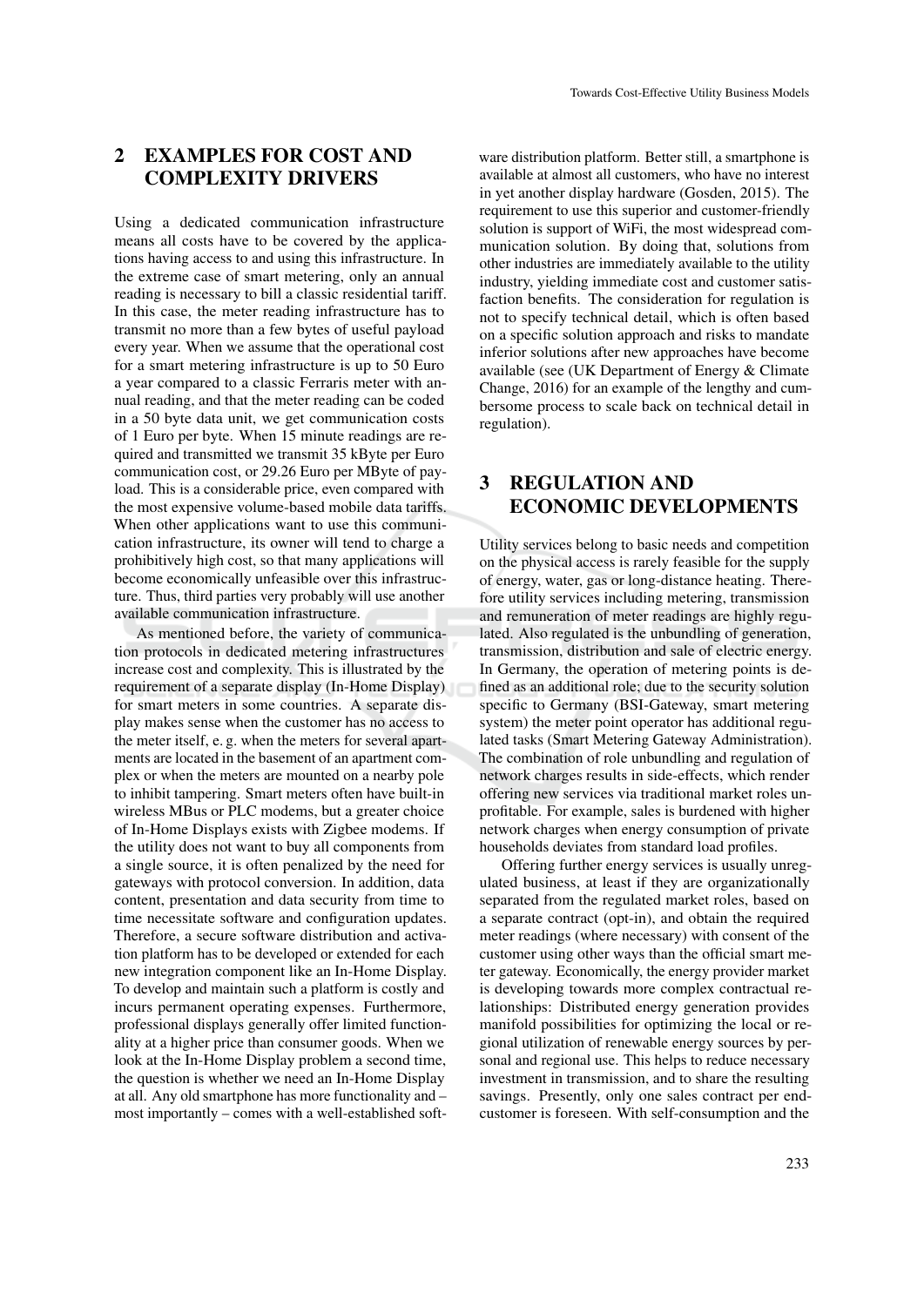## 2 EXAMPLES FOR COST AND COMPLEXITY DRIVERS

Using a dedicated communication infrastructure means all costs have to be covered by the applications having access to and using this infrastructure. In the extreme case of smart metering, only an annual reading is necessary to bill a classic residential tariff. In this case, the meter reading infrastructure has to transmit no more than a few bytes of useful payload every year. When we assume that the operational cost for a smart metering infrastructure is up to 50 Euro a year compared to a classic Ferraris meter with annual reading, and that the meter reading can be coded in a 50 byte data unit, we get communication costs of 1 Euro per byte. When 15 minute readings are required and transmitted we transmit 35 kByte per Euro communication cost, or 29.26 Euro per MByte of payload. This is a considerable price, even compared with the most expensive volume-based mobile data tariffs. When other applications want to use this communication infrastructure, its owner will tend to charge a prohibitively high cost, so that many applications will become economically unfeasible over this infrastructure. Thus, third parties very probably will use another available communication infrastructure.

As mentioned before, the variety of communication protocols in dedicated metering infrastructures increase cost and complexity. This is illustrated by the requirement of a separate display (In-Home Display) for smart meters in some countries. A separate display makes sense when the customer has no access to the meter itself, e. g. when the meters for several apartments are located in the basement of an apartment complex or when the meters are mounted on a nearby pole to inhibit tampering. Smart meters often have built-in wireless MBus or PLC modems, but a greater choice of In-Home Displays exists with Zigbee modems. If the utility does not want to buy all components from a single source, it is often penalized by the need for gateways with protocol conversion. In addition, data content, presentation and data security from time to time necessitate software and configuration updates. Therefore, a secure software distribution and activation platform has to be developed or extended for each new integration component like an In-Home Display. To develop and maintain such a platform is costly and incurs permanent operating expenses. Furthermore, professional displays generally offer limited functionality at a higher price than consumer goods. When we look at the In-Home Display problem a second time, the question is whether we need an In-Home Display at all. Any old smartphone has more functionality and – most importantly – comes with a well-established software distribution platform. Better still, a smartphone is available at almost all customers, who have no interest in yet another display hardware (Gosden, 2015). The requirement to use this superior and customer-friendly solution is support of WiFi, the most widespread communication solution. By doing that, solutions from other industries are immediately available to the utility industry, yielding immediate cost and customer satisfaction benefits. The consideration for regulation is not to specify technical detail, which is often based on a specific solution approach and risks to mandate inferior solutions after new approaches have become available (see (UK Department of Energy & Climate Change, 2016) for an example of the lengthy and cumbersome process to scale back on technical detail in regulation).

## 3 REGULATION AND ECONOMIC DEVELOPMENTS

Utility services belong to basic needs and competition on the physical access is rarely feasible for the supply of energy, water, gas or long-distance heating. Therefore utility services including metering, transmission and remuneration of meter readings are highly regulated. Also regulated is the unbundling of generation, transmission, distribution and sale of electric energy. In Germany, the operation of metering points is defined as an additional role; due to the security solution specific to Germany (BSI-Gateway, smart metering system) the meter point operator has additional regulated tasks (Smart Metering Gateway Administration). The combination of role unbundling and regulation of network charges results in side-effects, which render offering new services via traditional market roles unprofitable. For example, sales is burdened with higher network charges when energy consumption of private households deviates from standard load profiles.

Offering further energy services is usually unregulated business, at least if they are organizationally separated from the regulated market roles, based on a separate contract (opt-in), and obtain the required meter readings (where necessary) with consent of the customer using other ways than the official smart meter gateway. Economically, the energy provider market is developing towards more complex contractual relationships: Distributed energy generation provides manifold possibilities for optimizing the local or regional utilization of renewable energy sources by personal and regional use. This helps to reduce necessary investment in transmission, and to share the resulting savings. Presently, only one sales contract per end-customer is foreseen. With self-consumption and the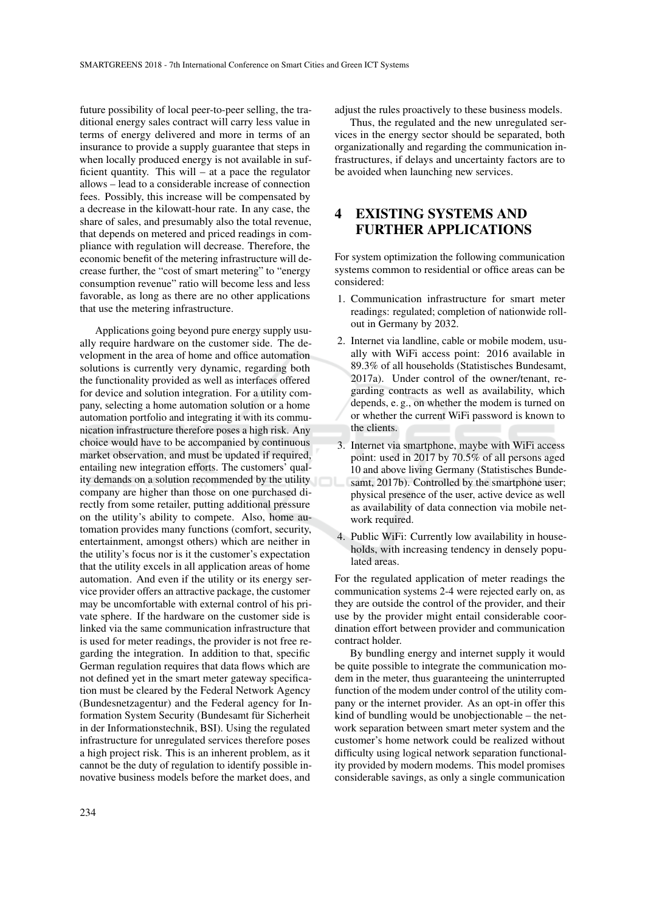future possibility of local peer-to-peer selling, the traditional energy sales contract will carry less value in terms of energy delivered and more in terms of an insurance to provide a supply guarantee that steps in when locally produced energy is not available in sufficient quantity. This will – at a pace the regulator allows – lead to a considerable increase of connection fees. Possibly, this increase will be compensated by a decrease in the kilowatt-hour rate. In any case, the share of sales, and presumably also the total revenue, that depends on metered and priced readings in compliance with regulation will decrease. Therefore, the economic benefit of the metering infrastructure will decrease further, the "cost of smart metering" to "energy consumption revenue" ratio will become less and less favorable, as long as there are no other applications that use the metering infrastructure.

Applications going beyond pure energy supply usually require hardware on the customer side. The development in the area of home and office automation solutions is currently very dynamic, regarding both the functionality provided as well as interfaces offered for device and solution integration. For a utility company, selecting a home automation solution or a home automation portfolio and integrating it with its communication infrastructure therefore poses a high risk. Any choice would have to be accompanied by continuous market observation, and must be updated if required, entailing new integration efforts. The customers' quality demands on a solution recommended by the utility company are higher than those on one purchased directly from some retailer, putting additional pressure on the utility's ability to compete. Also, home automation provides many functions (comfort, security, entertainment, amongst others) which are neither in the utility's focus nor is it the customer's expectation that the utility excels in all application areas of home automation. And even if the utility or its energy service provider offers an attractive package, the customer may be uncomfortable with external control of his private sphere. If the hardware on the customer side is linked via the same communication infrastructure that is used for meter readings, the provider is not free regarding the integration. In addition to that, specific German regulation requires that data flows which are not defined yet in the smart meter gateway specification must be cleared by the Federal Network Agency (Bundesnetzagentur) and the Federal agency for Information System Security (Bundesamt für Sicherheit in der Informationstechnik, BSI). Using the regulated infrastructure for unregulated services therefore poses a high project risk. This is an inherent problem, as it cannot be the duty of regulation to identify possible innovative business models before the market does, and adjust the rules proactively to these business models.

Thus, the regulated and the new unregulated services in the energy sector should be separated, both organizationally and regarding the communication infrastructures, if delays and uncertainty factors are to be avoided when launching new services.

# 4 EXISTING SYSTEMS AND FURTHER APPLICATIONS

For system optimization the following communication systems common to residential or office areas can be considered:

1. Communication infrastructure for smart meter readings: regulated; completion of nationwide rollout in Germany by 2032.
2. Internet via landline, cable or mobile modem, usually with WiFi access point: 2016 available in 89.3% of all households (Statistisches Bundesamt, 2017a). Under control of the owner/tenant, regarding contracts as well as availability, which depends, e. g., on whether the modem is turned on or whether the current WiFi password is known to the clients.
3. Internet via smartphone, maybe with WiFi access point: used in 2017 by 70.5% of all persons aged 10 and above living Germany (Statistisches Bundesamt, 2017b). Controlled by the smartphone user; physical presence of the user, active device as well as availability of data connection via mobile network required.
4. Public WiFi: Currently low availability in households, with increasing tendency in densely populated areas.

For the regulated application of meter readings the communication systems 2-4 were rejected early on, as they are outside the control of the provider, and their use by the provider might entail considerable coordination effort between provider and communication contract holder.

By bundling energy and internet supply it would be quite possible to integrate the communication modem in the meter, thus guaranteeing the uninterrupted function of the modem under control of the utility company or the internet provider. As an opt-in offer this kind of bundling would be unobjectionable – the network separation between smart meter system and the customer's home network could be realized without difficulty using logical network separation functionality provided by modern modems. This model promises considerable savings, as only a single communication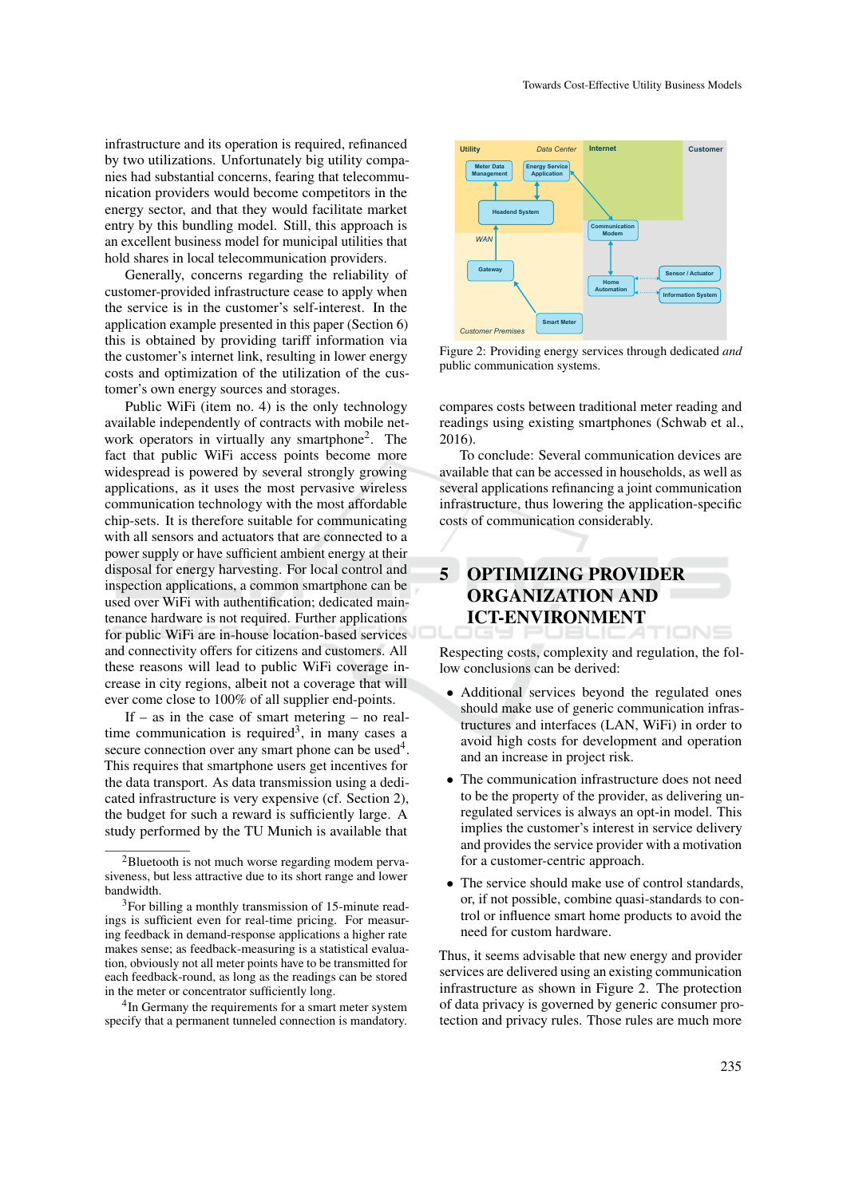infrastructure and its operation is required, refinanced by two utilizations. Unfortunately big utility companies had substantial concerns, fearing that telecommunication providers would become competitors in the energy sector, and that they would facilitate market entry by this bundling model. Still, this approach is an excellent business model for municipal utilities that hold shares in local telecommunication providers.

Generally, concerns regarding the reliability of customer-provided infrastructure cease to apply when the service is in the customer's self-interest. In the application example presented in this paper (Section 6) this is obtained by providing tariff information via the customer's internet link, resulting in lower energy costs and optimization of the utilization of the customer's own energy sources and storages.

Public WiFi (item no. 4) is the only technology available independently of contracts with mobile network operators in virtually any smartphone[2]. The fact that public WiFi access points become more widespread is powered by several strongly growing applications, as it uses the most pervasive wireless communication technology with the most affordable chip-sets. It is therefore suitable for communicating with all sensors and actuators that are connected to a power supply or have sufficient ambient energy at their disposal for energy harvesting. For local control and inspection applications, a common smartphone can be used over WiFi with authentification; dedicated maintenance hardware is not required. Further applications for public WiFi are in-house location-based services and connectivity offers for citizens and customers. All these reasons will lead to public WiFi coverage increase in city regions, albeit not a coverage that will ever come close to 100% of all supplier end-points.

If – as in the case of smart metering – no real-time communication is required[3], in many cases a secure connection over any smart phone can be used[4]. This requires that smartphone users get incentives for the data transport. As data transmission using a dedicated infrastructure is very expensive (cf. Section 2), the budget for such a reward is sufficiently large. A study performed by the TU Munich is available that compares costs between traditional meter reading and readings using existing smartphones (Schwab et al., 2016).

To conclude: Several communication devices are available that can be accessed in households, as well as several applications refinancing a joint communication infrastructure, thus lowering the application-specific costs of communication considerably.

Figure 2: Providing energy services through dedicated *and* public communication systems.

## 5 OPTIMIZING PROVIDER ORGANIZATION AND ICT-ENVIRONMENT

Respecting costs, complexity and regulation, the follow conclusions can be derived:

- Additional services beyond the regulated ones should make use of generic communication infrastructures and interfaces (LAN, WiFi) in order to avoid high costs for development and operation and an increase in project risk.
- The communication infrastructure does not need to be the property of the provider, as delivering unregulated services is always an opt-in model. This implies the customer's interest in service delivery and provides the service provider with a motivation for a customer-centric approach.
- The service should make use of control standards, or, if not possible, combine quasi-standards to control or influence smart home products to avoid the need for custom hardware.

Thus, it seems advisable that new energy and provider services are delivered using an existing communication infrastructure as shown in Figure 2. The protection of data privacy is governed by generic consumer protection and privacy rules. Those rules are much more

[2] Bluetooth is not much worse regarding modem pervasiveness, but less attractive due to its short range and lower bandwidth.

[3] For billing a monthly transmission of 15-minute readings is sufficient even for real-time pricing. For measuring feedback in demand-response applications a higher rate makes sense; as feedback-measuring is a statistical evaluation, obviously not all meter points have to be transmitted for each feedback-round, as long as the readings can be stored in the meter or concentrator sufficiently long.

[4] In Germany the requirements for a smart meter system specify that a permanent tunneled connection is mandatory.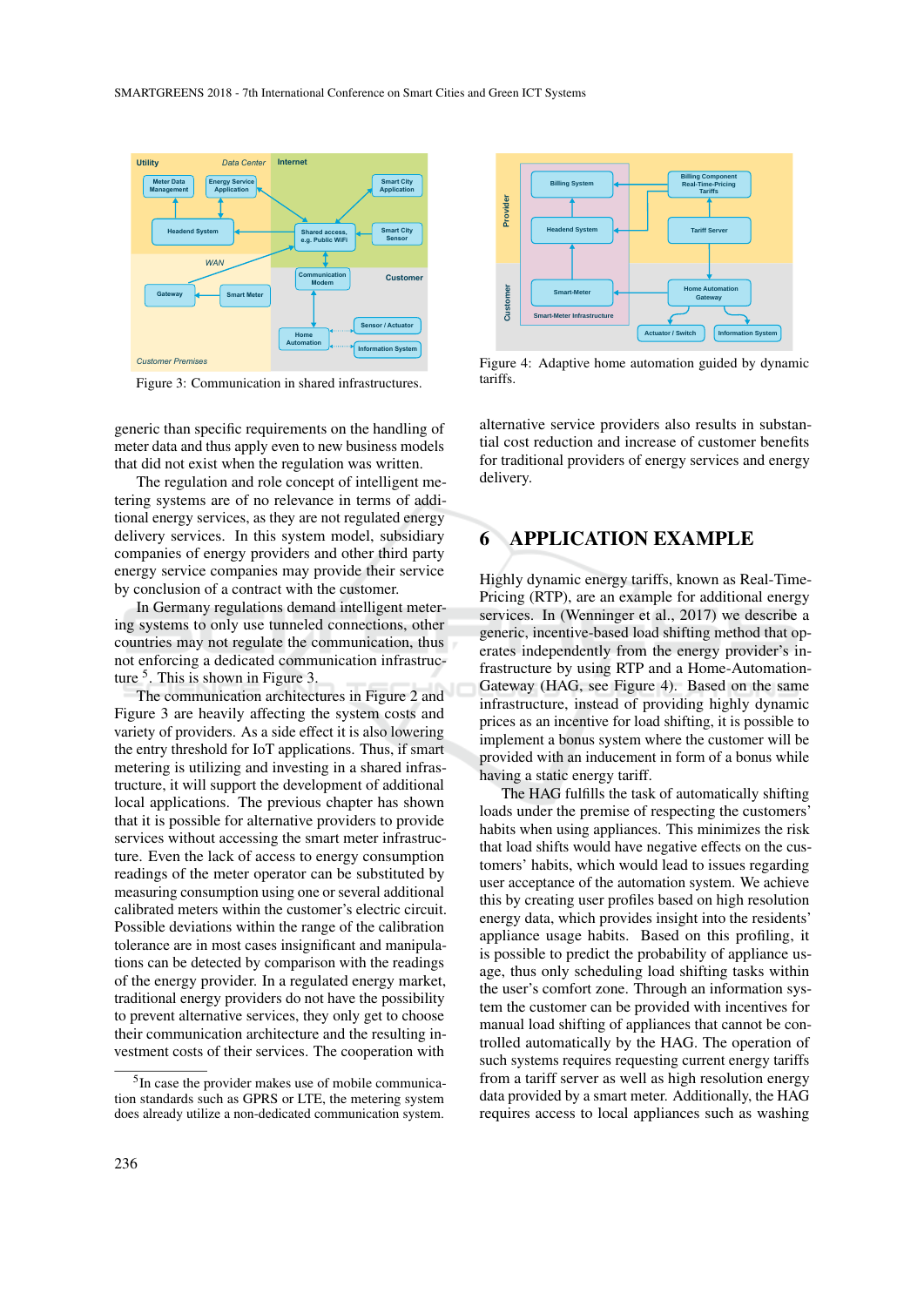Figure 3: Communication in shared infrastructures.

Figure 4: Adaptive home automation guided by dynamic tariffs.

generic than specific requirements on the handling of meter data and thus apply even to new business models that did not exist when the regulation was written.

The regulation and role concept of intelligent metering systems are of no relevance in terms of additional energy services, as they are not regulated energy delivery services. In this system model, subsidiary companies of energy providers and other third party energy service companies may provide their service by conclusion of a contract with the customer.

In Germany regulations demand intelligent metering systems to only use tunneled connections, other countries may not regulate the communication, thus not enforcing a dedicated communication infrastructure [5]. This is shown in Figure 3.

The communication architectures in Figure 2 and Figure 3 are heavily affecting the system costs and variety of providers. As a side effect it is also lowering the entry threshold for IoT applications. Thus, if smart metering is utilizing and investing in a shared infrastructure, it will support the development of additional local applications. The previous chapter has shown that it is possible for alternative providers to provide services without accessing the smart meter infrastructure. Even the lack of access to energy consumption readings of the meter operator can be substituted by measuring consumption using one or several additional calibrated meters within the customer's electric circuit. Possible deviations within the range of the calibration tolerance are in most cases insignificant and manipulations can be detected by comparison with the readings of the energy provider. In a regulated energy market, traditional energy providers do not have the possibility to prevent alternative services, they only get to choose their communication architecture and the resulting investment costs of their services. The cooperation with alternative service providers also results in substantial cost reduction and increase of customer benefits for traditional providers of energy services and energy delivery.

[5] In case the provider makes use of mobile communication standards such as GPRS or LTE, the metering system does already utilize a non-dedicated communication system.

## 6 APPLICATION EXAMPLE

Highly dynamic energy tariffs, known as Real-Time-Pricing (RTP), are an example for additional energy services. In (Wenninger et al., 2017) we describe a generic, incentive-based load shifting method that operates independently from the energy provider's infrastructure by using RTP and a Home-Automation-Gateway (HAG, see Figure 4). Based on the same infrastructure, instead of providing highly dynamic prices as an incentive for load shifting, it is possible to implement a bonus system where the customer will be provided with an inducement in form of a bonus while having a static energy tariff.

The HAG fulfills the task of automatically shifting loads under the premise of respecting the customers' habits when using appliances. This minimizes the risk that load shifts would have negative effects on the customers' habits, which would lead to issues regarding user acceptance of the automation system. We achieve this by creating user profiles based on high resolution energy data, which provides insight into the residents' appliance usage habits. Based on this profiling, it is possible to predict the probability of appliance usage, thus only scheduling load shifting tasks within the user's comfort zone. Through an information system the customer can be provided with incentives for manual load shifting of appliances that cannot be controlled automatically by the HAG. The operation of such systems requires requesting current energy tariffs from a tariff server as well as high resolution energy data provided by a smart meter. Additionally, the HAG requires access to local appliances such as washing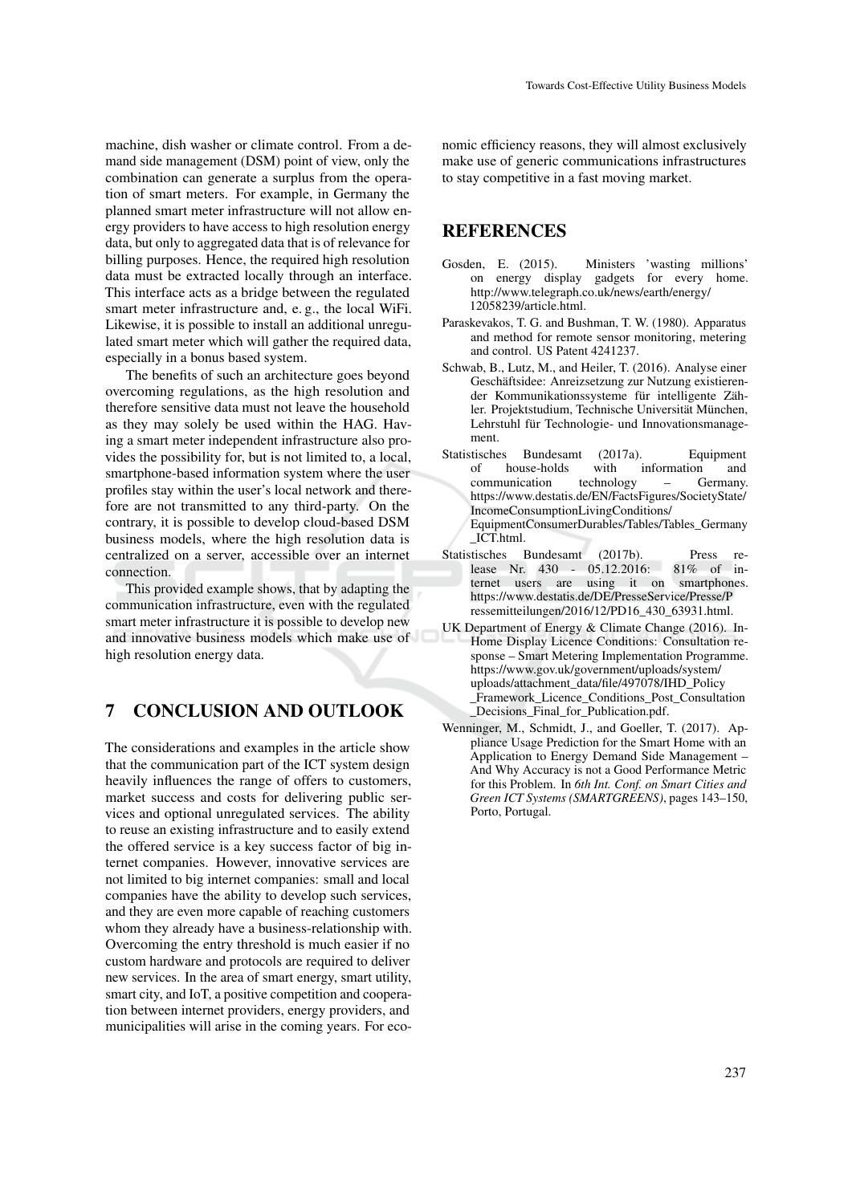machine, dish washer or climate control. From a demand side management (DSM) point of view, only the combination can generate a surplus from the operation of smart meters. For example, in Germany the planned smart meter infrastructure will not allow energy providers to have access to high resolution energy data, but only to aggregated data that is of relevance for billing purposes. Hence, the required high resolution data must be extracted locally through an interface. This interface acts as a bridge between the regulated smart meter infrastructure and, e. g., the local WiFi. Likewise, it is possible to install an additional unregulated smart meter which will gather the required data, especially in a bonus based system.

The benefits of such an architecture goes beyond overcoming regulations, as the high resolution and therefore sensitive data must not leave the household as they may solely be used within the HAG. Having a smart meter independent infrastructure also provides the possibility for, but is not limited to, a local, smartphone-based information system where the user profiles stay within the user's local network and therefore are not transmitted to any third-party. On the contrary, it is possible to develop cloud-based DSM business models, where the high resolution data is centralized on a server, accessible over an internet connection.

This provided example shows, that by adapting the communication infrastructure, even with the regulated smart meter infrastructure it is possible to develop new and innovative business models which make use of high resolution energy data.

## 7 CONCLUSION AND OUTLOOK

The considerations and examples in the article show that the communication part of the ICT system design heavily influences the range of offers to customers, market success and costs for delivering public services and optional unregulated services. The ability to reuse an existing infrastructure and to easily extend the offered service is a key success factor of big internet companies. However, innovative services are not limited to big internet companies: small and local companies have the ability to develop such services, and they are even more capable of reaching customers whom they already have a business-relationship with. Overcoming the entry threshold is much easier if no custom hardware and protocols are required to deliver new services. In the area of smart energy, smart utility, smart city, and IoT, a positive competition and cooperation between internet providers, energy providers, and municipalities will arise in the coming years. For economic efficiency reasons, they will almost exclusively make use of generic communications infrastructures to stay competitive in a fast moving market.

## REFERENCES

Gosden, E. (2015). Ministers 'wasting millions' on energy display gadgets for every home. http://www.telegraph.co.uk/news/earth/energy/12058239/article.html.

Paraskevakos, T. G. and Bushman, T. W. (1980). Apparatus and method for remote sensor monitoring, metering and control. US Patent 4241237.

Schwab, B., Lutz, M., and Heiler, T. (2016). Analyse einer Geschäftsidee: Anreizsetzung zur Nutzung existierender Kommunikationssysteme für intelligente Zähler. Projektstudium, Technische Universität München, Lehrstuhl für Technologie- und Innovationsmanagement.

Statistisches Bundesamt (2017a). Equipment of house-holds with information and communication technology – Germany. https://www.destatis.de/EN/FactsFigures/SocietyState/IncomeConsumptionLivingConditions/EquipmentConsumerDurables/Tables/Tables_Germany_ICT.html.

Statistisches Bundesamt (2017b). Press release Nr. 430 - 05.12.2016: 81% of internet users are using it on smartphones. https://www.destatis.de/DE/PresseService/Presse/Pressemitteilungen/2016/12/PD16_430_63931.html.

UK Department of Energy & Climate Change (2016). In-Home Display Licence Conditions: Consultation response – Smart Metering Implementation Programme. https://www.gov.uk/government/uploads/system/uploads/attachment_data/file/497078/IHD_Policy_Framework_Licence_Conditions_Post_Consultation_Decisions_Final_for_Publication.pdf.

Wenninger, M., Schmidt, J., and Goeller, T. (2017). Appliance Usage Prediction for the Smart Home with an Application to Energy Demand Side Management – And Why Accuracy is not a Good Performance Metric for this Problem. In *6th Int. Conf. on Smart Cities and Green ICT Systems (SMARTGREENS)*, pages 143–150, Porto, Portugal.